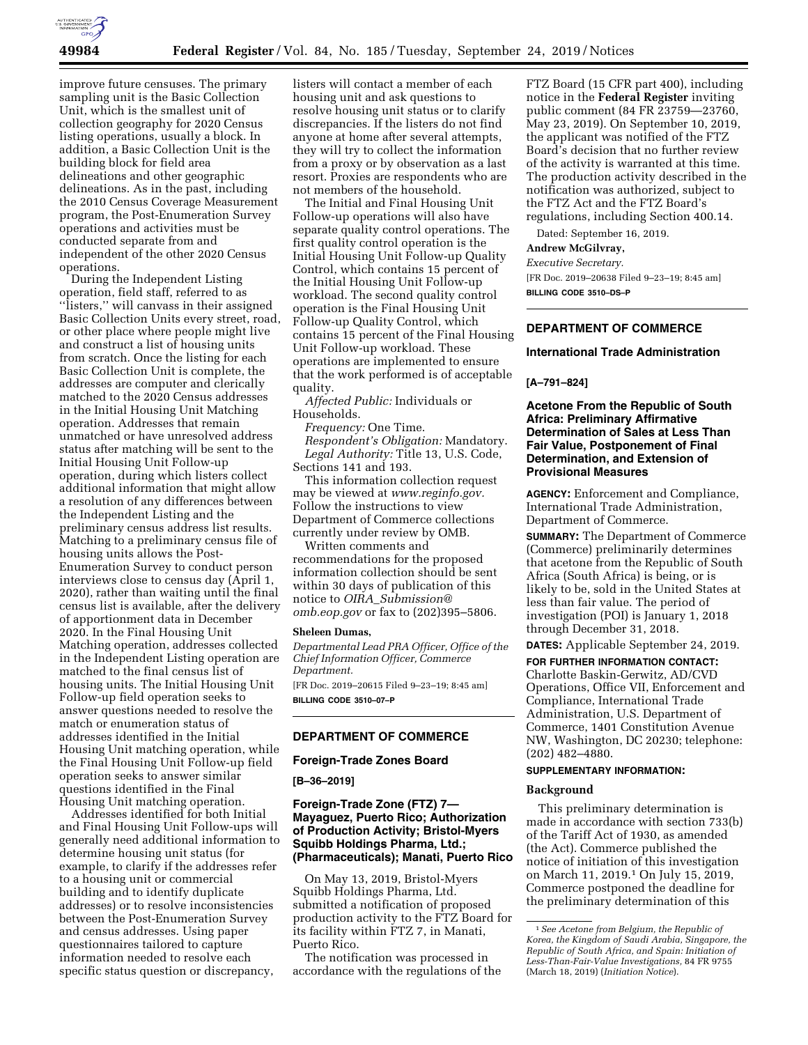improve future censuses. The primary sampling unit is the Basic Collection Unit, which is the smallest unit of collection geography for 2020 Census listing operations, usually a block. In addition, a Basic Collection Unit is the building block for field area delineations and other geographic delineations. As in the past, including the 2010 Census Coverage Measurement program, the Post-Enumeration Survey operations and activities must be conducted separate from and independent of the other 2020 Census operations.

During the Independent Listing operation, field staff, referred to as ''listers,'' will canvass in their assigned Basic Collection Units every street, road, or other place where people might live and construct a list of housing units from scratch. Once the listing for each Basic Collection Unit is complete, the addresses are computer and clerically matched to the 2020 Census addresses in the Initial Housing Unit Matching operation. Addresses that remain unmatched or have unresolved address status after matching will be sent to the Initial Housing Unit Follow-up operation, during which listers collect additional information that might allow a resolution of any differences between the Independent Listing and the preliminary census address list results. Matching to a preliminary census file of housing units allows the Post-Enumeration Survey to conduct person interviews close to census day (April 1, 2020), rather than waiting until the final census list is available, after the delivery of apportionment data in December 2020. In the Final Housing Unit Matching operation, addresses collected in the Independent Listing operation are matched to the final census list of housing units. The Initial Housing Unit Follow-up field operation seeks to answer questions needed to resolve the match or enumeration status of addresses identified in the Initial Housing Unit matching operation, while the Final Housing Unit Follow-up field operation seeks to answer similar questions identified in the Final Housing Unit matching operation.

Addresses identified for both Initial and Final Housing Unit Follow-ups will generally need additional information to determine housing unit status (for example, to clarify if the addresses refer to a housing unit or commercial building and to identify duplicate addresses) or to resolve inconsistencies between the Post-Enumeration Survey and census addresses. Using paper questionnaires tailored to capture information needed to resolve each specific status question or discrepancy, listers will contact a member of each housing unit and ask questions to resolve housing unit status or to clarify discrepancies. If the listers do not find anyone at home after several attempts, they will try to collect the information from a proxy or by observation as a last resort. Proxies are respondents who are not members of the household.

The Initial and Final Housing Unit Follow-up operations will also have separate quality control operations. The first quality control operation is the Initial Housing Unit Follow-up Quality Control, which contains 15 percent of the Initial Housing Unit Follow-up workload. The second quality control operation is the Final Housing Unit Follow-up Quality Control, which contains 15 percent of the Final Housing Unit Follow-up workload. These operations are implemented to ensure that the work performed is of acceptable quality.

*Affected Public:* Individuals or Households.

*Frequency:* One Time.

*Respondent's Obligation:* Mandatory.

*Legal Authority:* Title 13, U.S. Code, Sections 141 and 193.

This information collection request may be viewed at *www.reginfo.gov*. Follow the instructions to view Department of Commerce collections currently under review by OMB.

Written comments and recommendations for the proposed information collection should be sent within 30 days of publication of this notice to *OIRA_Submission@omb.eop.gov* or fax to (202)395–5806.

**Sheleen Dumas,**

*Departmental Lead PRA Officer, Office of the Chief Information Officer, Commerce Department.*

[FR Doc. 2019–20615 Filed 9–23–19; 8:45 am]

**BILLING CODE 3510–07–P**

---

## DEPARTMENT OF COMMERCE

### Foreign-Trade Zones Board

**[B–36–2019]**

### Foreign-Trade Zone (FTZ) 7—Mayaguez, Puerto Rico; Authorization of Production Activity; Bristol-Myers Squibb Holdings Pharma, Ltd.; (Pharmaceuticals); Manati, Puerto Rico

On May 13, 2019, Bristol-Myers Squibb Holdings Pharma, Ltd. submitted a notification of proposed production activity to the FTZ Board for its facility within FTZ 7, in Manati, Puerto Rico.

The notification was processed in accordance with the regulations of the FTZ Board (15 CFR part 400), including notice in the **Federal Register** inviting public comment (84 FR 23759—23760, May 23, 2019). On September 10, 2019, the applicant was notified of the FTZ Board's decision that no further review of the activity is warranted at this time. The production activity described in the notification was authorized, subject to the FTZ Act and the FTZ Board's regulations, including Section 400.14.

Dated: September 16, 2019.

**Andrew McGilvray,**

*Executive Secretary.*

[FR Doc. 2019–20638 Filed 9–23–19; 8:45 am]

**BILLING CODE 3510–DS–P**

---

## DEPARTMENT OF COMMERCE

### International Trade Administration

**[A–791–824]**

### Acetone From the Republic of South Africa: Preliminary Affirmative Determination of Sales at Less Than Fair Value, Postponement of Final Determination, and Extension of Provisional Measures

**AGENCY:** Enforcement and Compliance, International Trade Administration, Department of Commerce.

**SUMMARY:** The Department of Commerce (Commerce) preliminarily determines that acetone from the Republic of South Africa (South Africa) is being, or is likely to be, sold in the United States at less than fair value. The period of investigation (POI) is January 1, 2018 through December 31, 2018.

**DATES:** Applicable September 24, 2019.

**FOR FURTHER INFORMATION CONTACT:** Charlotte Baskin-Gerwitz, AD/CVD Operations, Office VII, Enforcement and Compliance, International Trade Administration, U.S. Department of Commerce, 1401 Constitution Avenue NW, Washington, DC 20230; telephone: (202) 482–4880.

**SUPPLEMENTARY INFORMATION:**

#### Background

This preliminary determination is made in accordance with section 733(b) of the Tariff Act of 1930, as amended (the Act). Commerce published the notice of initiation of this investigation on March 11, 2019.[1] On July 15, 2019, Commerce postponed the deadline for the preliminary determination of this

---

[1] *See Acetone from Belgium, the Republic of Korea, the Kingdom of Saudi Arabia, Singapore, the Republic of South Africa, and Spain: Initiation of Less-Than-Fair-Value Investigations,* 84 FR 9755 (March 18, 2019) (*Initiation Notice*).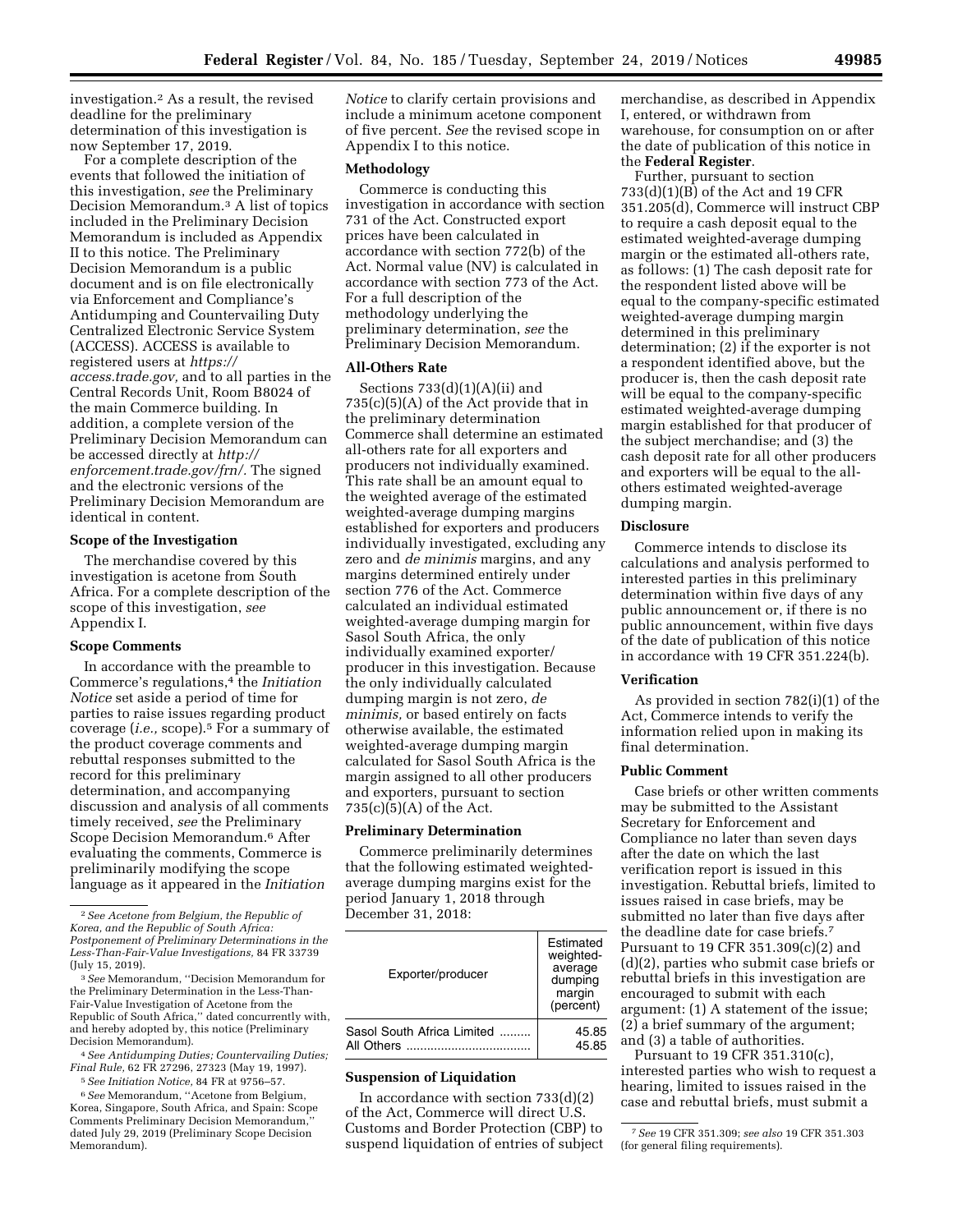investigation.[2] As a result, the revised deadline for the preliminary determination of this investigation is now September 17, 2019.

For a complete description of the events that followed the initiation of this investigation, *see* the Preliminary Decision Memorandum.[3] A list of topics included in the Preliminary Decision Memorandum is included as Appendix II to this notice. The Preliminary Decision Memorandum is a public document and is on file electronically via Enforcement and Compliance's Antidumping and Countervailing Duty Centralized Electronic Service System (ACCESS). ACCESS is available to registered users at *https://access.trade.gov,* and to all parties in the Central Records Unit, Room B8024 of the main Commerce building. In addition, a complete version of the Preliminary Decision Memorandum can be accessed directly at *http://enforcement.trade.gov/frn/.* The signed and the electronic versions of the Preliminary Decision Memorandum are identical in content.

## Scope of the Investigation

The merchandise covered by this investigation is acetone from South Africa. For a complete description of the scope of this investigation, *see* Appendix I.

## Scope Comments

In accordance with the preamble to Commerce's regulations,[4] the *Initiation Notice* set aside a period of time for parties to raise issues regarding product coverage (*i.e.,* scope).[5] For a summary of the product coverage comments and rebuttal responses submitted to the record for this preliminary determination, and accompanying discussion and analysis of all comments timely received, *see* the Preliminary Scope Decision Memorandum.[6] After evaluating the comments, Commerce is preliminarily modifying the scope language as it appeared in the *Initiation Notice* to clarify certain provisions and include a minimum acetone component of five percent. *See* the revised scope in Appendix I to this notice.

## Methodology

Commerce is conducting this investigation in accordance with section 731 of the Act. Constructed export prices have been calculated in accordance with section 772(b) of the Act. Normal value (NV) is calculated in accordance with section 773 of the Act. For a full description of the methodology underlying the preliminary determination, *see* the Preliminary Decision Memorandum.

## All-Others Rate

Sections 733(d)(1)(A)(ii) and 735(c)(5)(A) of the Act provide that in the preliminary determination Commerce shall determine an estimated all-others rate for all exporters and producers not individually examined. This rate shall be an amount equal to the weighted average of the estimated weighted-average dumping margins established for exporters and producers individually investigated, excluding any zero and *de minimis* margins, and any margins determined entirely under section 776 of the Act. Commerce calculated an individual estimated weighted-average dumping margin for Sasol South Africa, the only individually examined exporter/producer in this investigation. Because the only individually calculated dumping margin is not zero, *de minimis,* or based entirely on facts otherwise available, the estimated weighted-average dumping margin calculated for Sasol South Africa is the margin assigned to all other producers and exporters, pursuant to section 735(c)(5)(A) of the Act.

## Preliminary Determination

Commerce preliminarily determines that the following estimated weighted-average dumping margins exist for the period January 1, 2018 through December 31, 2018:

| Exporter/producer | Estimated weighted-average dumping margin (percent) |
|---|---|
| Sasol South Africa Limited | 45.85 |
| All Others | 45.85 |

## Suspension of Liquidation

In accordance with section 733(d)(2) of the Act, Commerce will direct U.S. Customs and Border Protection (CBP) to suspend liquidation of entries of subject merchandise, as described in Appendix I, entered, or withdrawn from warehouse, for consumption on or after the date of publication of this notice in the **Federal Register**.

Further, pursuant to section 733(d)(1)(B) of the Act and 19 CFR 351.205(d), Commerce will instruct CBP to require a cash deposit equal to the estimated weighted-average dumping margin or the estimated all-others rate, as follows: (1) The cash deposit rate for the respondent listed above will be equal to the company-specific estimated weighted-average dumping margin determined in this preliminary determination; (2) if the exporter is not a respondent identified above, but the producer is, then the cash deposit rate will be equal to the company-specific estimated weighted-average dumping margin established for that producer of the subject merchandise; and (3) the cash deposit rate for all other producers and exporters will be equal to the all-others estimated weighted-average dumping margin.

## Disclosure

Commerce intends to disclose its calculations and analysis performed to interested parties in this preliminary determination within five days of any public announcement or, if there is no public announcement, within five days of the date of publication of this notice in accordance with 19 CFR 351.224(b).

## Verification

As provided in section 782(i)(1) of the Act, Commerce intends to verify the information relied upon in making its final determination.

## Public Comment

Case briefs or other written comments may be submitted to the Assistant Secretary for Enforcement and Compliance no later than seven days after the date on which the last verification report is issued in this investigation. Rebuttal briefs, limited to issues raised in case briefs, may be submitted no later than five days after the deadline date for case briefs.[7] Pursuant to 19 CFR 351.309(c)(2) and (d)(2), parties who submit case briefs or rebuttal briefs in this investigation are encouraged to submit with each argument: (1) A statement of the issue; (2) a brief summary of the argument; and (3) a table of authorities.

Pursuant to 19 CFR 351.310(c), interested parties who wish to request a hearing, limited to issues raised in the case and rebuttal briefs, must submit a

---

[2] *See Acetone from Belgium, the Republic of Korea, and the Republic of South Africa: Postponement of Preliminary Determinations in the Less-Than-Fair-Value Investigations,* 84 FR 33739 (July 15, 2019).

[3] *See* Memorandum, "Decision Memorandum for the Preliminary Determination in the Less-Than-Fair-Value Investigation of Acetone from the Republic of South Africa," dated concurrently with, and hereby adopted by, this notice (Preliminary Decision Memorandum).

[4] *See Antidumping Duties; Countervailing Duties; Final Rule,* 62 FR 27296, 27323 (May 19, 1997).

[5] *See Initiation Notice,* 84 FR at 9756–57.

[6] *See* Memorandum, "Acetone from Belgium, Korea, Singapore, South Africa, and Spain: Scope Comments Preliminary Decision Memorandum," dated July 29, 2019 (Preliminary Scope Decision Memorandum).

[7] *See* 19 CFR 351.309; *see also* 19 CFR 351.303 (for general filing requirements).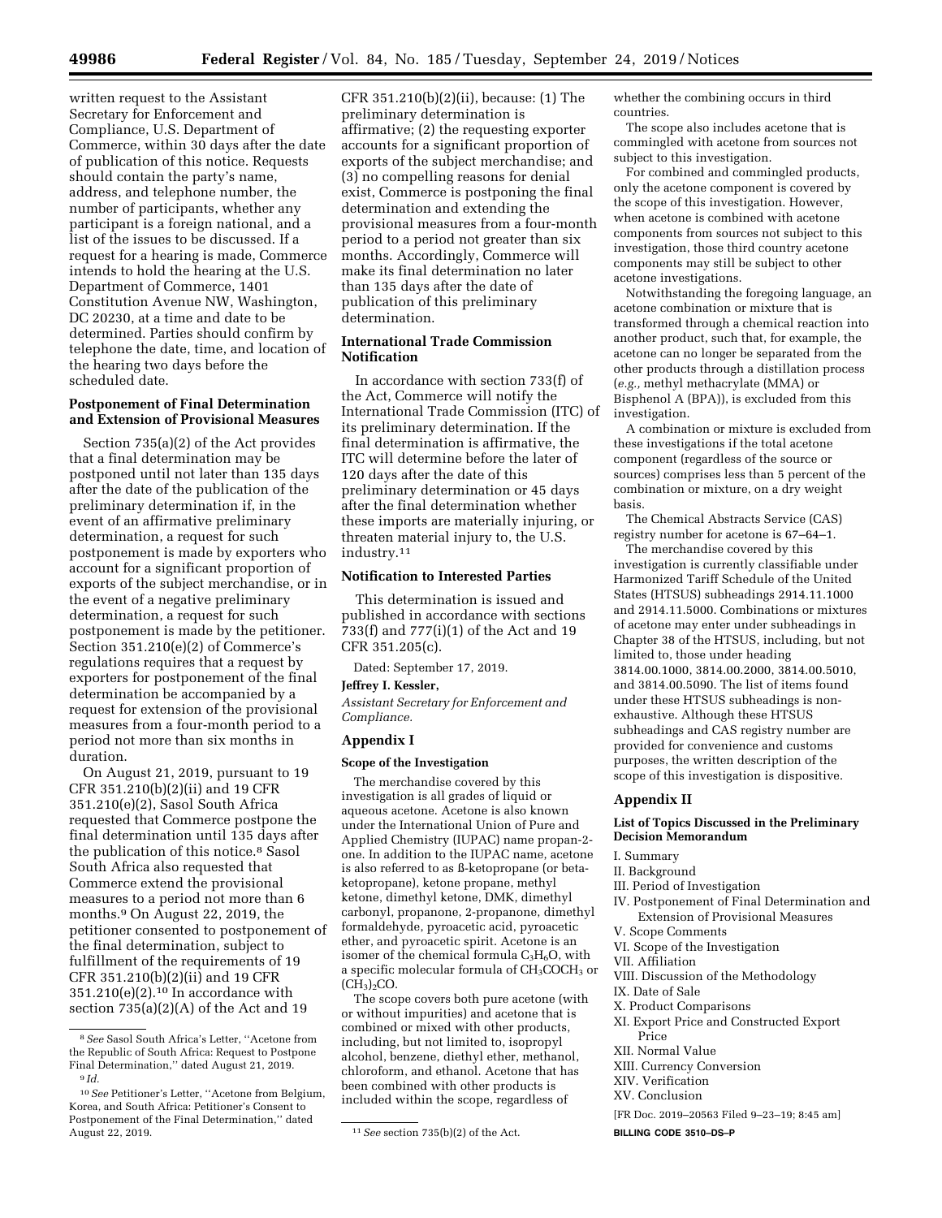written request to the Assistant Secretary for Enforcement and Compliance, U.S. Department of Commerce, within 30 days after the date of publication of this notice. Requests should contain the party's name, address, and telephone number, the number of participants, whether any participant is a foreign national, and a list of the issues to be discussed. If a request for a hearing is made, Commerce intends to hold the hearing at the U.S. Department of Commerce, 1401 Constitution Avenue NW, Washington, DC 20230, at a time and date to be determined. Parties should confirm by telephone the date, time, and location of the hearing two days before the scheduled date.

**Postponement of Final Determination and Extension of Provisional Measures**

Section 735(a)(2) of the Act provides that a final determination may be postponed until not later than 135 days after the date of the publication of the preliminary determination if, in the event of an affirmative preliminary determination, a request for such postponement is made by exporters who account for a significant proportion of exports of the subject merchandise, or in the event of a negative preliminary determination, a request for such postponement is made by the petitioner. Section 351.210(e)(2) of Commerce's regulations requires that a request by exporters for postponement of the final determination be accompanied by a request for extension of the provisional measures from a four-month period to a period not more than six months in duration.

On August 21, 2019, pursuant to 19 CFR 351.210(b)(2)(ii) and 19 CFR 351.210(e)(2), Sasol South Africa requested that Commerce postpone the final determination until 135 days after the publication of this notice.[8] Sasol South Africa also requested that Commerce extend the provisional measures to a period not more than 6 months.[9] On August 22, 2019, the petitioner consented to postponement of the final determination, subject to fulfillment of the requirements of 19 CFR 351.210(b)(2)(ii) and 19 CFR 351.210(e)(2).[10] In accordance with section 735(a)(2)(A) of the Act and 19 CFR 351.210(b)(2)(ii), because: (1) The preliminary determination is affirmative; (2) the requesting exporter accounts for a significant proportion of exports of the subject merchandise; and (3) no compelling reasons for denial exist, Commerce is postponing the final determination and extending the provisional measures from a four-month period to a period not greater than six months. Accordingly, Commerce will make its final determination no later than 135 days after the date of publication of this preliminary determination.

**International Trade Commission Notification**

In accordance with section 733(f) of the Act, Commerce will notify the International Trade Commission (ITC) of its preliminary determination. If the final determination is affirmative, the ITC will determine before the later of 120 days after the date of this preliminary determination or 45 days after the final determination whether these imports are materially injuring, or threaten material injury to, the U.S. industry.[11]

**Notification to Interested Parties**

This determination is issued and published in accordance with sections 733(f) and 777(i)(1) of the Act and 19 CFR 351.205(c).

Dated: September 17, 2019.

**Jeffrey I. Kessler,**

*Assistant Secretary for Enforcement and Compliance.*

## Appendix I

**Scope of the Investigation**

The merchandise covered by this investigation is all grades of liquid or aqueous acetone. Acetone is also known under the International Union of Pure and Applied Chemistry (IUPAC) name propan-2-one. In addition to the IUPAC name, acetone is also referred to as ß-ketopropane (or beta-ketopropane), ketone propane, methyl ketone, dimethyl ketone, DMK, dimethyl carbonyl, propanone, 2-propanone, dimethyl formaldehyde, pyroacetic acid, pyroacetic ether, and pyroacetic spirit. Acetone is an isomer of the chemical formula $C_3H_6O$, with a specific molecular formula of $CH_3COCH_3$ or $(CH_3)_2CO$.

The scope covers both pure acetone (with or without impurities) and acetone that is combined or mixed with other products, including, but not limited to, isopropyl alcohol, benzene, diethyl ether, methanol, chloroform, and ethanol. Acetone that has been combined with other products is included within the scope, regardless of whether the combining occurs in third countries.

The scope also includes acetone that is commingled with acetone from sources not subject to this investigation.

For combined and commingled products, only the acetone component is covered by the scope of this investigation. However, when acetone is combined with acetone components from sources not subject to this investigation, those third country acetone components may still be subject to other acetone investigations.

Notwithstanding the foregoing language, an acetone combination or mixture that is transformed through a chemical reaction into another product, such that, for example, the acetone can no longer be separated from the other products through a distillation process (*e.g.,* methyl methacrylate (MMA) or Bisphenol A (BPA)), is excluded from this investigation.

A combination or mixture is excluded from these investigations if the total acetone component (regardless of the source or sources) comprises less than 5 percent of the combination or mixture, on a dry weight basis.

The Chemical Abstracts Service (CAS) registry number for acetone is 67–64–1.

The merchandise covered by this investigation is currently classifiable under Harmonized Tariff Schedule of the United States (HTSUS) subheadings 2914.11.1000 and 2914.11.5000. Combinations or mixtures of acetone may enter under subheadings in Chapter 38 of the HTSUS, including, but not limited to, those under heading 3814.00.1000, 3814.00.2000, 3814.00.5010, and 3814.00.5090. The list of items found under these HTSUS subheadings is non-exhaustive. Although these HTSUS subheadings and CAS registry number are provided for convenience and customs purposes, the written description of the scope of this investigation is dispositive.

## Appendix II

**List of Topics Discussed in the Preliminary Decision Memorandum**

I. Summary
II. Background
III. Period of Investigation
IV. Postponement of Final Determination and Extension of Provisional Measures
V. Scope Comments
VI. Scope of the Investigation
VII. Affiliation
VIII. Discussion of the Methodology
IX. Date of Sale
X. Product Comparisons
XI. Export Price and Constructed Export Price
XII. Normal Value
XIII. Currency Conversion
XIV. Verification
XV. Conclusion

[FR Doc. 2019–20563 Filed 9–23–19; 8:45 am]

**BILLING CODE 3510–DS–P**

---

[8] *See* Sasol South Africa's Letter, "Acetone from the Republic of South Africa: Request to Postpone Final Determination," dated August 21, 2019.

[9] *Id.*

[10] *See* Petitioner's Letter, "Acetone from Belgium, Korea, and South Africa: Petitioner's Consent to Postponement of the Final Determination," dated August 22, 2019.

[11] *See* section 735(b)(2) of the Act.